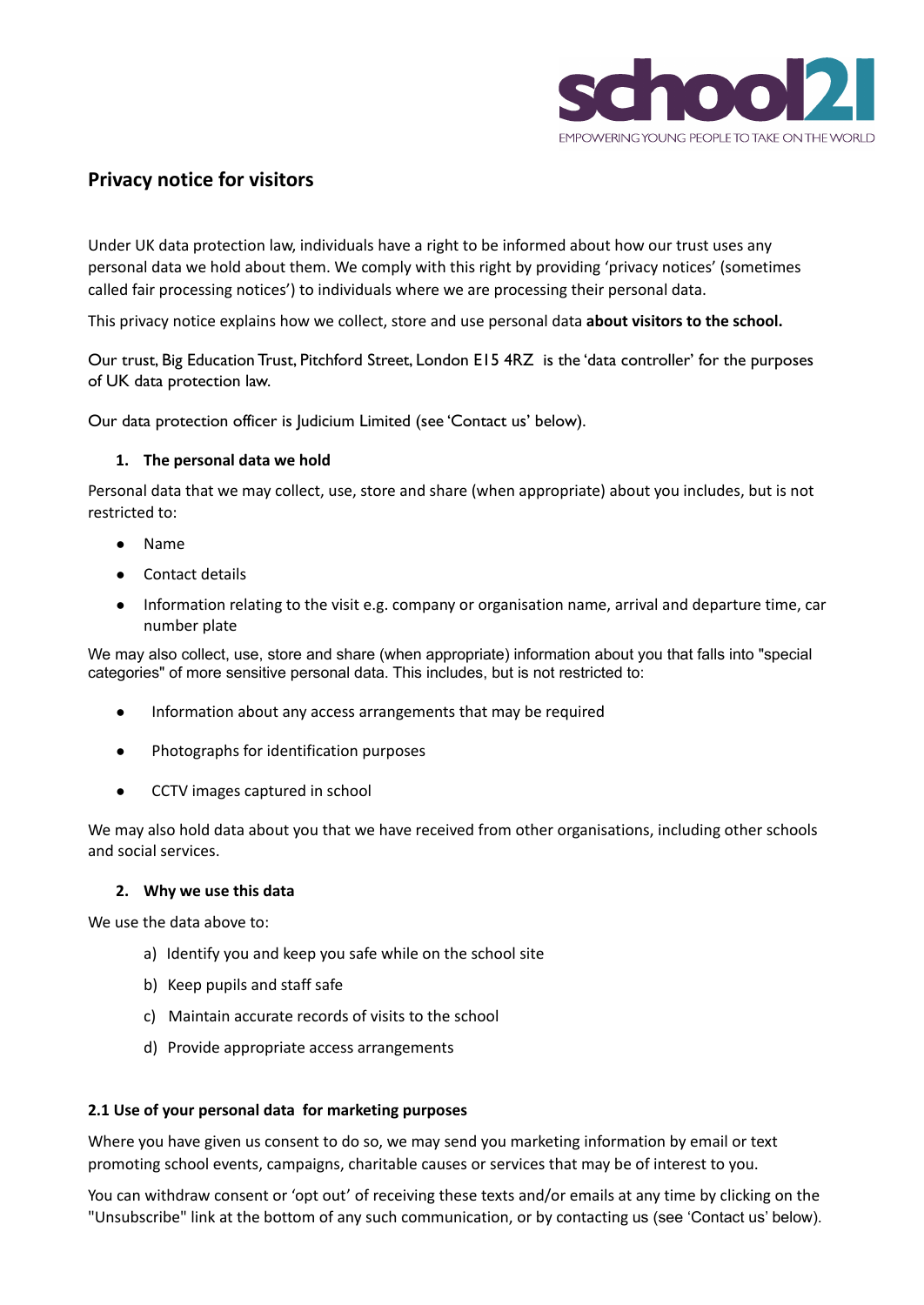# Privacy notice for visitors

Under UK data protection law, individuals have a right to be informed about how our trust uses any personal data we hold about them. We comply with this right by providing 'privacy notices' (sometimes called fair processing notices') to individuals where we are processing their personal data.

This privacy notice explains how we collect, store and use personal data **about visitors to the school.**

Our trust, Big Education Trust, Pitchford Street, London E15 4RZ is the 'data controller' for the purposes of UK data protection law.

Our data protection officer is Judicium Limited (see 'Contact us' below).

## 1. The personal data we hold

Personal data that we may collect, use, store and share (when appropriate) about you includes, but is not restricted to:

- Name
- Contact details
- Information relating to the visit e.g. company or organisation name, arrival and departure time, car number plate

We may also collect, use, store and share (when appropriate) information about you that falls into "special categories" of more sensitive personal data. This includes, but is not restricted to:

- Information about any access arrangements that may be required
- Photographs for identification purposes
- CCTV images captured in school

We may also hold data about you that we have received from other organisations, including other schools and social services.

## 2. Why we use this data

We use the data above to:

a) Identify you and keep you safe while on the school site

b) Keep pupils and staff safe

c) Maintain accurate records of visits to the school

d) Provide appropriate access arrangements

### 2.1 Use of your personal data for marketing purposes

Where you have given us consent to do so, we may send you marketing information by email or text promoting school events, campaigns, charitable causes or services that may be of interest to you.

You can withdraw consent or 'opt out' of receiving these texts and/or emails at any time by clicking on the "Unsubscribe" link at the bottom of any such communication, or by contacting us (see 'Contact us' below).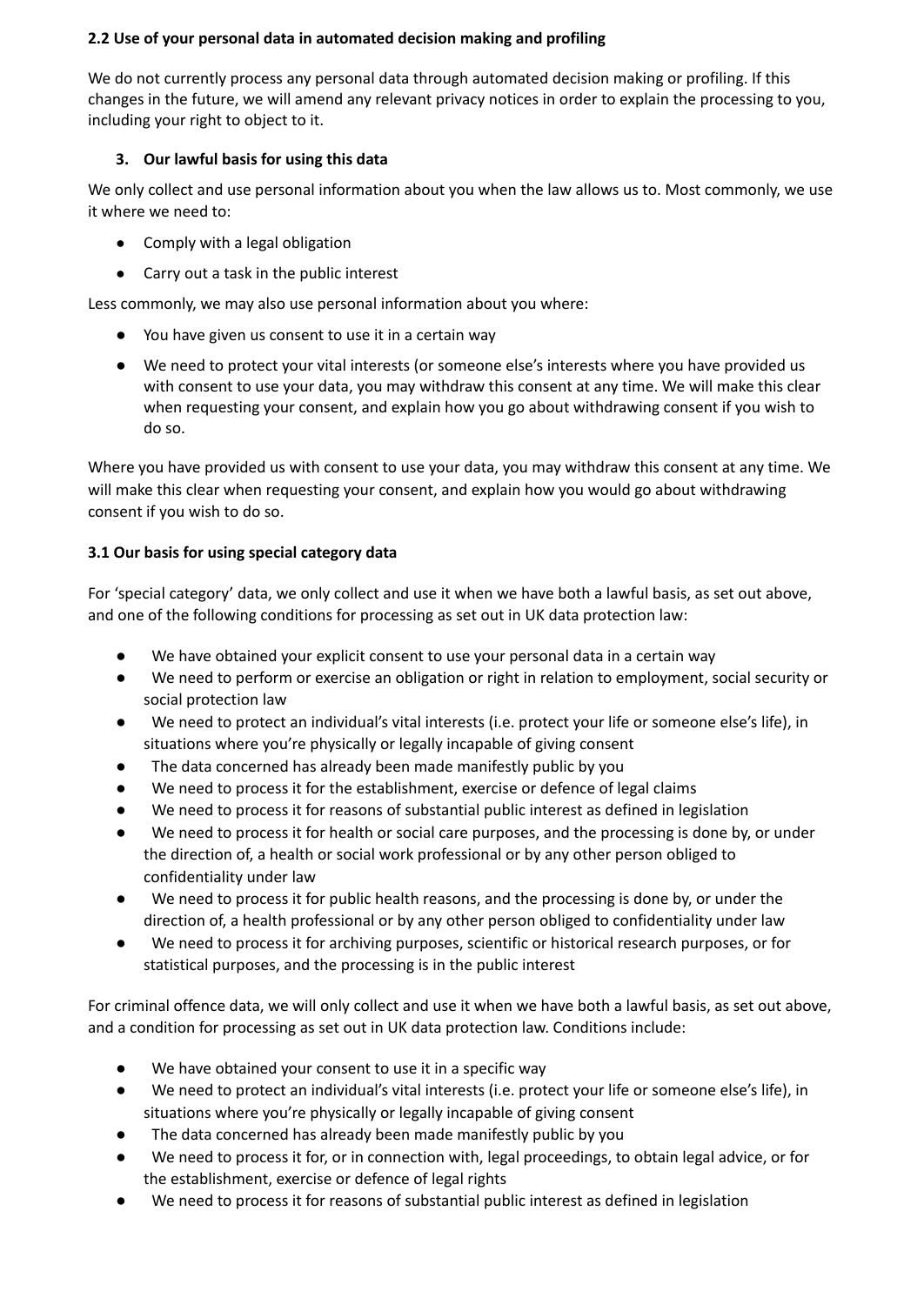**2.2 Use of your personal data in automated decision making and profiling**

We do not currently process any personal data through automated decision making or profiling. If this changes in the future, we will amend any relevant privacy notices in order to explain the processing to you, including your right to object to it.

3. **Our lawful basis for using this data**

We only collect and use personal information about you when the law allows us to. Most commonly, we use it where we need to:

- Comply with a legal obligation
- Carry out a task in the public interest

Less commonly, we may also use personal information about you where:

- You have given us consent to use it in a certain way
- We need to protect your vital interests (or someone else's interests where you have provided us with consent to use your data, you may withdraw this consent at any time. We will make this clear when requesting your consent, and explain how you go about withdrawing consent if you wish to do so.

Where you have provided us with consent to use your data, you may withdraw this consent at any time. We will make this clear when requesting your consent, and explain how you would go about withdrawing consent if you wish to do so.

**3.1 Our basis for using special category data**

For 'special category' data, we only collect and use it when we have both a lawful basis, as set out above, and one of the following conditions for processing as set out in UK data protection law:

- We have obtained your explicit consent to use your personal data in a certain way
- We need to perform or exercise an obligation or right in relation to employment, social security or social protection law
- We need to protect an individual's vital interests (i.e. protect your life or someone else's life), in situations where you're physically or legally incapable of giving consent
- The data concerned has already been made manifestly public by you
- We need to process it for the establishment, exercise or defence of legal claims
- We need to process it for reasons of substantial public interest as defined in legislation
- We need to process it for health or social care purposes, and the processing is done by, or under the direction of, a health or social work professional or by any other person obliged to confidentiality under law
- We need to process it for public health reasons, and the processing is done by, or under the direction of, a health professional or by any other person obliged to confidentiality under law
- We need to process it for archiving purposes, scientific or historical research purposes, or for statistical purposes, and the processing is in the public interest

For criminal offence data, we will only collect and use it when we have both a lawful basis, as set out above, and a condition for processing as set out in UK data protection law. Conditions include:

- We have obtained your consent to use it in a specific way
- We need to protect an individual's vital interests (i.e. protect your life or someone else's life), in situations where you're physically or legally incapable of giving consent
- The data concerned has already been made manifestly public by you
- We need to process it for, or in connection with, legal proceedings, to obtain legal advice, or for the establishment, exercise or defence of legal rights
- We need to process it for reasons of substantial public interest as defined in legislation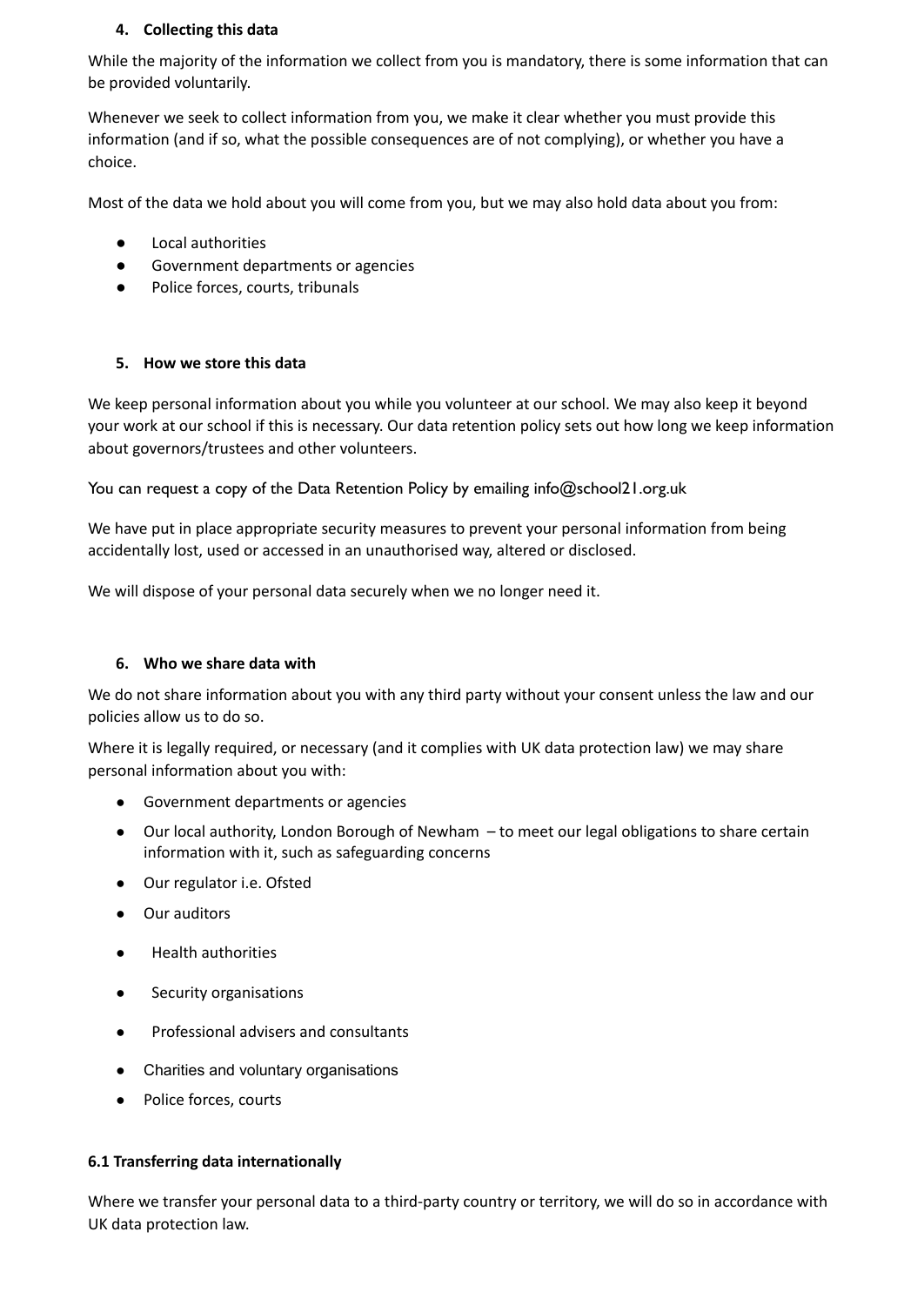### 4. Collecting this data

While the majority of the information we collect from you is mandatory, there is some information that can be provided voluntarily.

Whenever we seek to collect information from you, we make it clear whether you must provide this information (and if so, what the possible consequences are of not complying), or whether you have a choice.

Most of the data we hold about you will come from you, but we may also hold data about you from:

- Local authorities
- Government departments or agencies
- Police forces, courts, tribunals

### 5. How we store this data

We keep personal information about you while you volunteer at our school. We may also keep it beyond your work at our school if this is necessary. Our data retention policy sets out how long we keep information about governors/trustees and other volunteers.

You can request a copy of the Data Retention Policy by emailing info@school21.org.uk

We have put in place appropriate security measures to prevent your personal information from being accidentally lost, used or accessed in an unauthorised way, altered or disclosed.

We will dispose of your personal data securely when we no longer need it.

### 6. Who we share data with

We do not share information about you with any third party without your consent unless the law and our policies allow us to do so.

Where it is legally required, or necessary (and it complies with UK data protection law) we may share personal information about you with:

- Government departments or agencies
- Our local authority, London Borough of Newham – to meet our legal obligations to share certain information with it, such as safeguarding concerns
- Our regulator i.e. Ofsted
- Our auditors
- Health authorities
- Security organisations
- Professional advisers and consultants
- Charities and voluntary organisations
- Police forces, courts

#### 6.1 Transferring data internationally

Where we transfer your personal data to a third-party country or territory, we will do so in accordance with UK data protection law.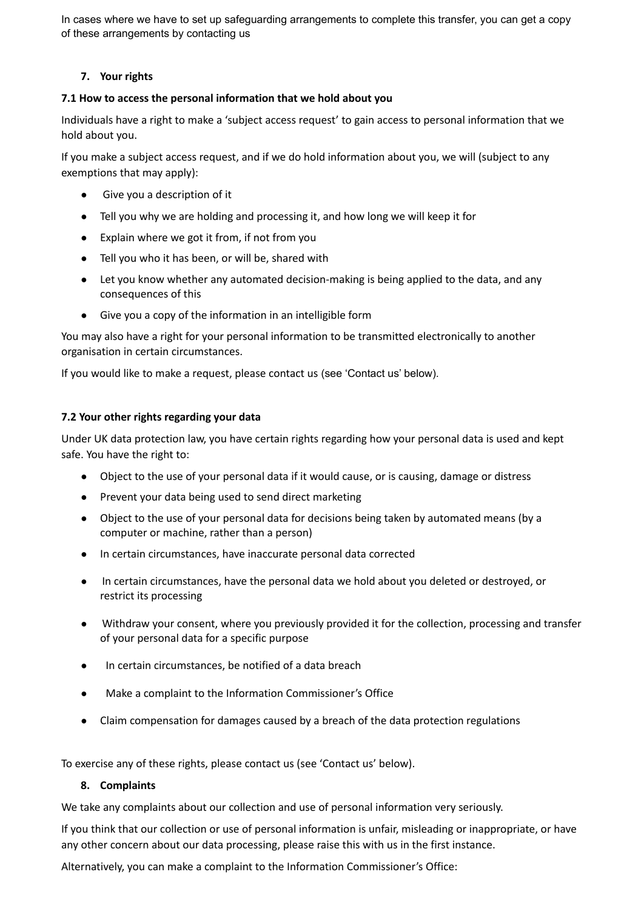In cases where we have to set up safeguarding arrangements to complete this transfer, you can get a copy of these arrangements by contacting us

## 7. Your rights

### 7.1 How to access the personal information that we hold about you

Individuals have a right to make a 'subject access request' to gain access to personal information that we hold about you.

If you make a subject access request, and if we do hold information about you, we will (subject to any exemptions that may apply):

- Give you a description of it
- Tell you why we are holding and processing it, and how long we will keep it for
- Explain where we got it from, if not from you
- Tell you who it has been, or will be, shared with
- Let you know whether any automated decision-making is being applied to the data, and any consequences of this
- Give you a copy of the information in an intelligible form

You may also have a right for your personal information to be transmitted electronically to another organisation in certain circumstances.

If you would like to make a request, please contact us (see 'Contact us' below).

### 7.2 Your other rights regarding your data

Under UK data protection law, you have certain rights regarding how your personal data is used and kept safe. You have the right to:

- Object to the use of your personal data if it would cause, or is causing, damage or distress
- Prevent your data being used to send direct marketing
- Object to the use of your personal data for decisions being taken by automated means (by a computer or machine, rather than a person)
- In certain circumstances, have inaccurate personal data corrected
- In certain circumstances, have the personal data we hold about you deleted or destroyed, or restrict its processing
- Withdraw your consent, where you previously provided it for the collection, processing and transfer of your personal data for a specific purpose
- In certain circumstances, be notified of a data breach
- Make a complaint to the Information Commissioner's Office
- Claim compensation for damages caused by a breach of the data protection regulations

To exercise any of these rights, please contact us (see 'Contact us' below).

## 8. Complaints

We take any complaints about our collection and use of personal information very seriously.

If you think that our collection or use of personal information is unfair, misleading or inappropriate, or have any other concern about our data processing, please raise this with us in the first instance.

Alternatively, you can make a complaint to the Information Commissioner's Office: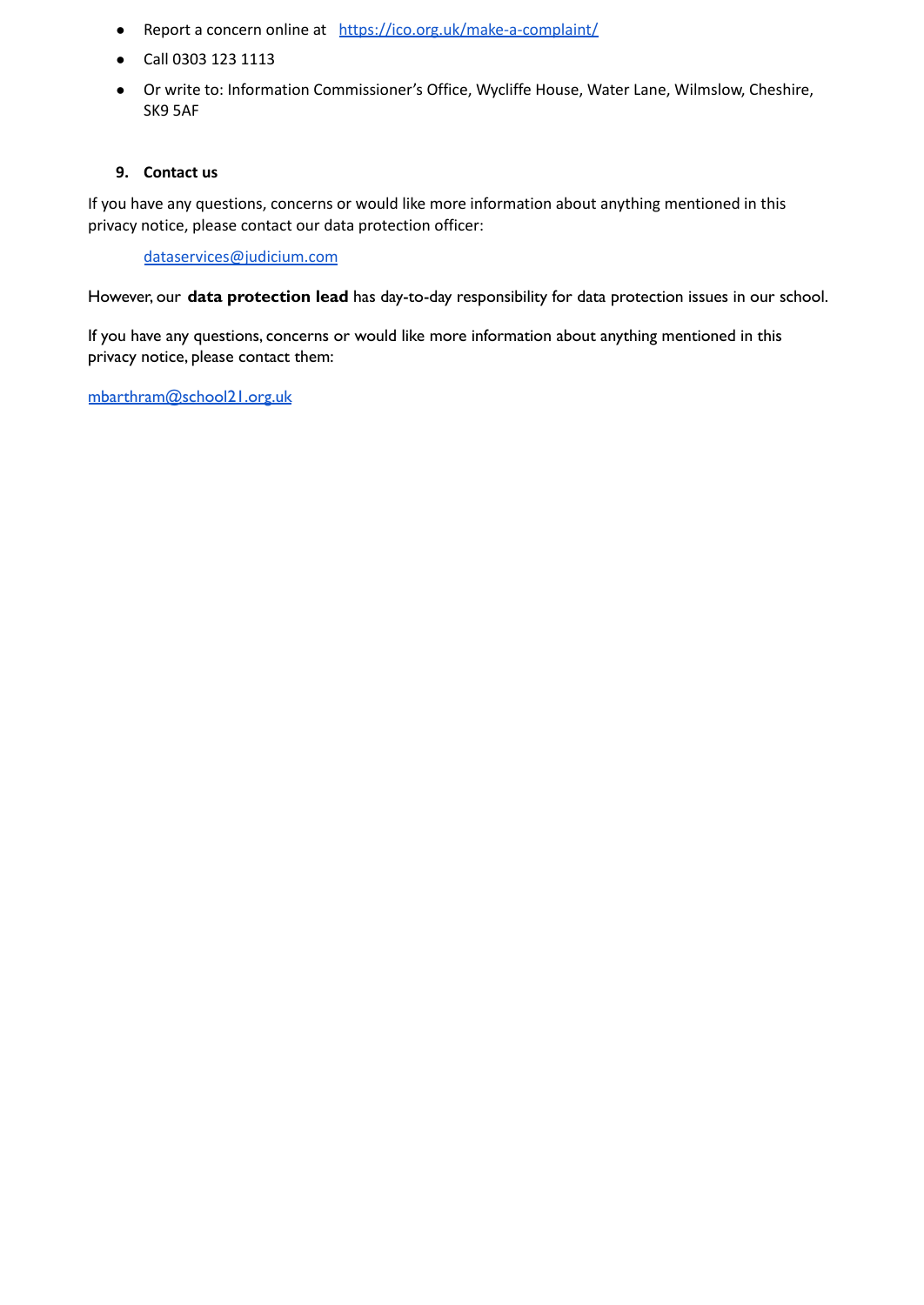- Report a concern online at https://ico.org.uk/make-a-complaint/
- Call 0303 123 1113
- Or write to: Information Commissioner's Office, Wycliffe House, Water Lane, Wilmslow, Cheshire, SK9 5AF

## 9. Contact us

If you have any questions, concerns or would like more information about anything mentioned in this privacy notice, please contact our data protection officer:

dataservices@judicium.com

However, our **data protection lead** has day-to-day responsibility for data protection issues in our school.

If you have any questions, concerns or would like more information about anything mentioned in this privacy notice, please contact them:

mbarthram@school21.org.uk